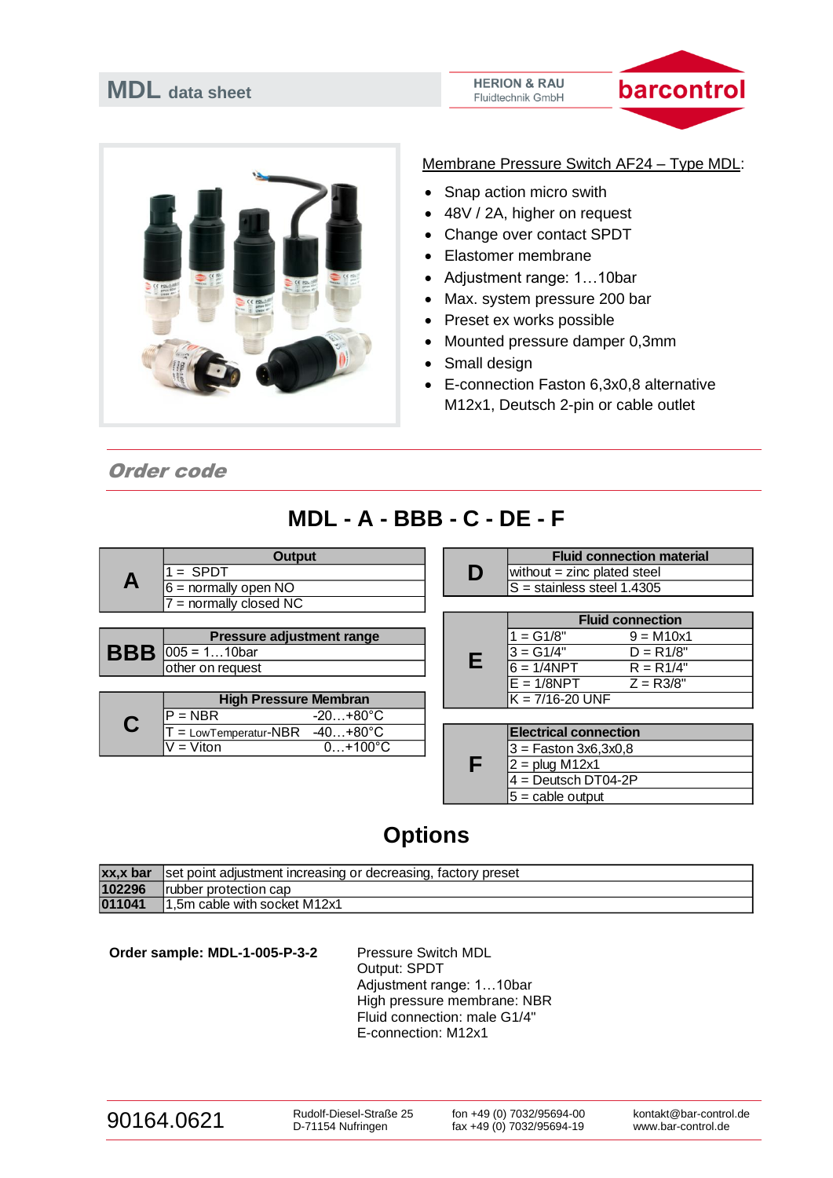# MDL data sheet

HERION & RAU
Fluidtechnik GmbH

barcontrol

Membrane Pressure Switch AF24 – Type MDL:

- Snap action micro swith
- 48V / 2A, higher on request
- Change over contact SPDT
- Elastomer membrane
- Adjustment range: 1…10bar
- Max. system pressure 200 bar
- Preset ex works possible
- Mounted pressure damper 0,3mm
- Small design
- E-connection Faston 6,3x0,8 alternative M12x1, Deutsch 2-pin or cable outlet

## *Order code*

## MDL - A - BBB - C - DE - F

| A | Output |
|---|---|
| | 1 = SPDT |
| | 6 = normally open NO |
| | 7 = normally closed NC |

| BBB | Pressure adjustment range |
|---|---|
| | 005 = 1…10bar |
| | other on request |

| C | High Pressure Membran | |
|---|---|---|
| | P = NBR | -20…+80°C |
| | T = LowTemperatur-NBR | -40…+80°C |
| | V = Viton | 0…+100°C |

| D | Fluid connection material |
|---|---|
| | without = zinc plated steel |
| | S = stainless steel 1.4305 |

| E | Fluid connection | |
|---|---|---|
| | 1 = G1/8" | 9 = M10x1 |
| | 3 = G1/4" | D = R1/8" |
| | 6 = 1/4NPT | R = R1/4" |
| | E = 1/8NPT | Z = R3/8" |
| | K = 7/16-20 UNF | |

| F | Electrical connection |
|---|---|
| | 3 = Faston 3x6,3x0,8 |
| | 2 = plug M12x1 |
| | 4 = Deutsch DT04-2P |
| | 5 = cable output |

## Options

| | |
|---|---|
| **xx,x bar** | set point adjustment increasing or decreasing, factory preset |
| **102296** | rubber protection cap |
| **011041** | 1,5m cable with socket M12x1 |

**Order sample: MDL-1-005-P-3-2**

Pressure Switch MDL
Output: SPDT
Adjustment range: 1…10bar
High pressure membrane: NBR
Fluid connection: male G1/4"
E-connection: M12x1

90164.0621 | Rudolf-Diesel-Straße 25, D-71154 Nufringen | fon +49 (0) 7032/95694-00, fax +49 (0) 7032/95694-19 | kontakt@bar-control.de, www.bar-control.de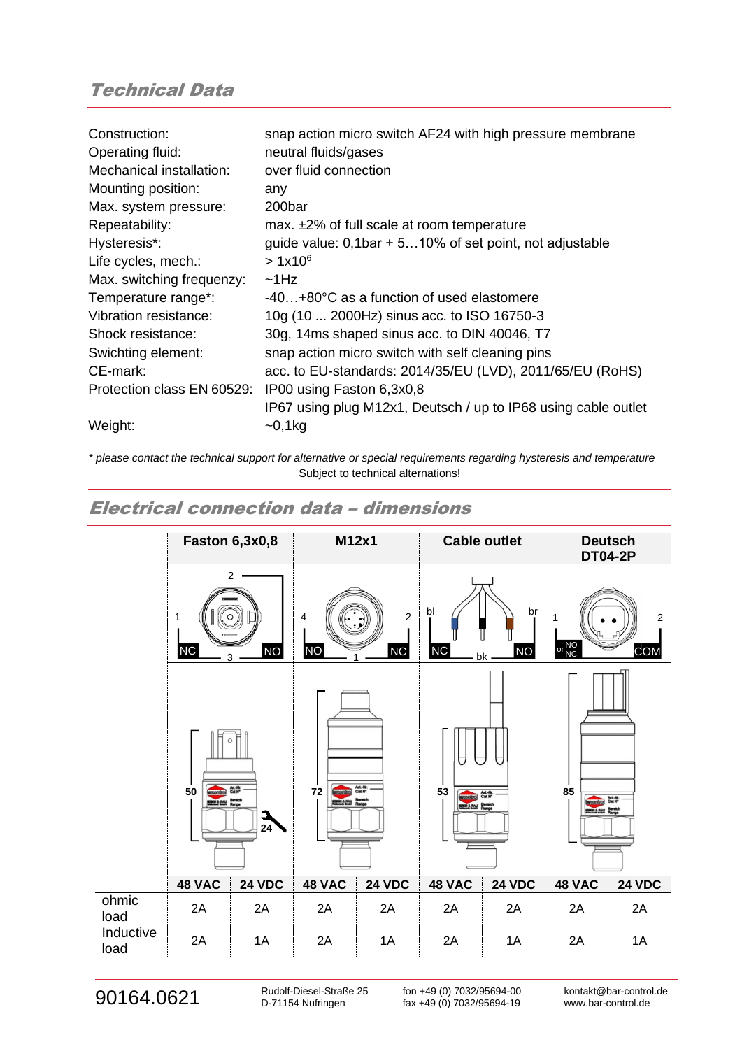## *Technical Data*

| | |
|---|---|
| Construction: | snap action micro switch AF24 with high pressure membrane |
| Operating fluid: | neutral fluids/gases |
| Mechanical installation: | over fluid connection |
| Mounting position: | any |
| Max. system pressure: | 200bar |
| Repeatability: | max. ±2% of full scale at room temperature |
| Hysteresis*: | guide value: 0,1bar + 5…10% of set point, not adjustable |
| Life cycles, mech.: | > $1x10^6$ |
| Max. switching frequenzy: | ~1Hz |
| Temperature range*: | -40…+80°C as a function of used elastomere |
| Vibration resistance: | 10g (10 ... 2000Hz) sinus acc. to ISO 16750-3 |
| Shock resistance: | 30g, 14ms shaped sinus acc. to DIN 40046, T7 |
| Swichting element: | snap action micro switch with self cleaning pins |
| CE-mark: | acc. to EU-standards: 2014/35/EU (LVD), 2011/65/EU (RoHS) |
| Protection class EN 60529: | IP00 using Faston 6,3x0,8<br>IP67 using plug M12x1, Deutsch / up to IP68 using cable outlet |
| Weight: | ~0,1kg |

*\* please contact the technical support for alternative or special requirements regarding hysteresis and temperature*

Subject to technical alternations!

## *Electrical connection data – dimensions*

| | Faston 6,3x0,8 | | M12x1 | | Cable outlet | | Deutsch DT04-2P | |
|---|---|---|---|---|---|---|---|---|
| | 1 NC, 2, 3, NO | | 4 NO, 1, 2 NC | | bl NC, bk, br NO | | 1 NO or NC, 2 COM | |
| | 50, 24 | | 72 | | 53 | | 85 | |
| | 48 VAC | 24 VDC | 48 VAC | 24 VDC | 48 VAC | 24 VDC | 48 VAC | 24 VDC |
| ohmic load | 2A | 2A | 2A | 2A | 2A | 2A | 2A | 2A |
| Inductive load | 2A | 1A | 2A | 1A | 2A | 1A | 2A | 1A |

90164.0621

Rudolf-Diesel-Straße 25
D-71154 Nufringen

fon +49 (0) 7032/95694-00
fax +49 (0) 7032/95694-19

kontakt@bar-control.de
www.bar-control.de